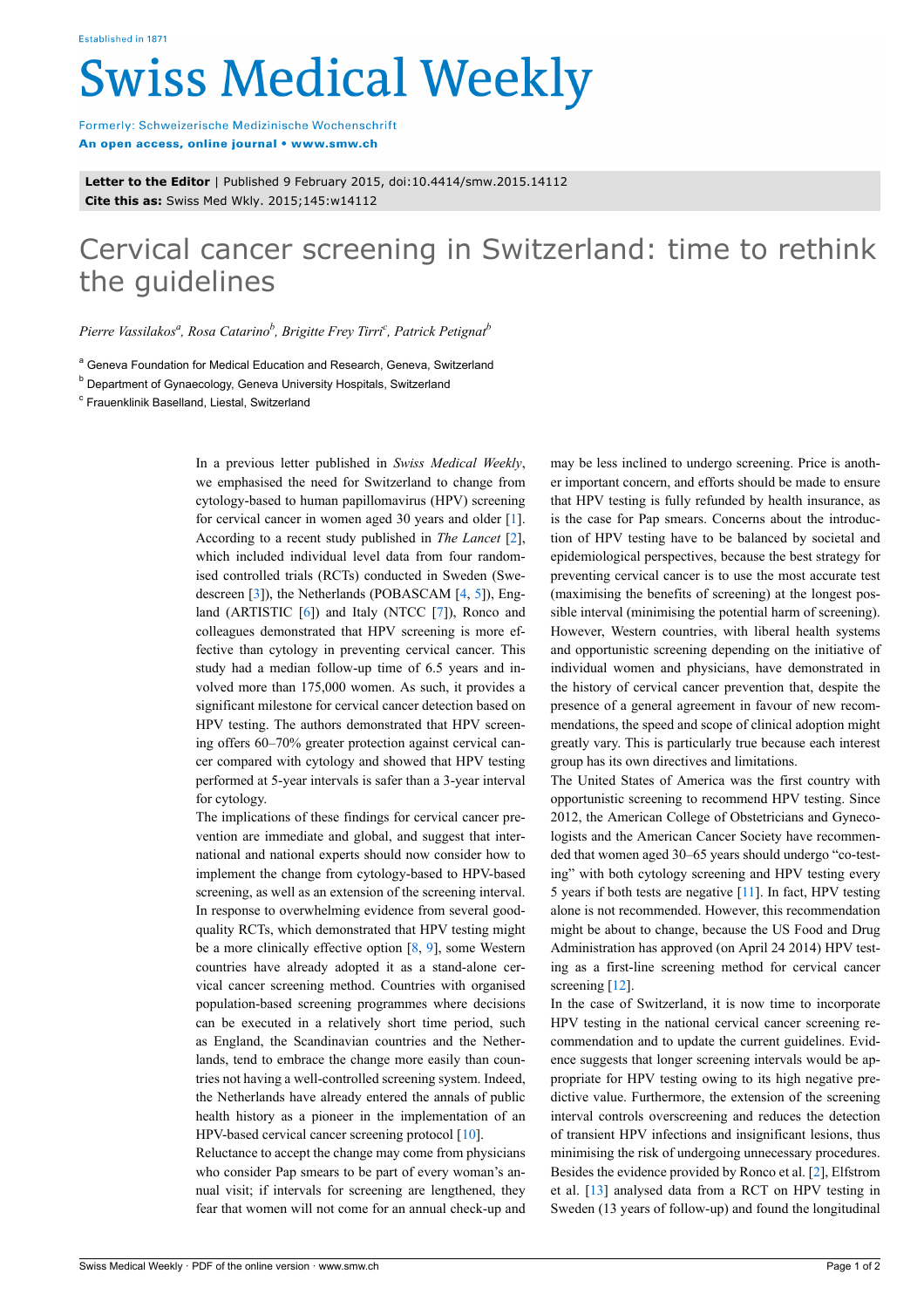Established in 1871

# Swiss Medical Weekly

Formerly: Schweizerische Medizinische Wochenschrift
**An open access, online journal • www.smw.ch**

**Letter to the Editor** | Published 9 February 2015, doi:10.4414/smw.2015.14112
**Cite this as:** Swiss Med Wkly. 2015;145:w14112

# Cervical cancer screening in Switzerland: time to rethink the guidelines

*Pierre Vassilakos*[a], *Rosa Catarino*[b], *Brigitte Frey Tirri*[c], *Patrick Petignat*[b]

[a] Geneva Foundation for Medical Education and Research, Geneva, Switzerland

[b] Department of Gynaecology, Geneva University Hospitals, Switzerland

[c] Frauenklinik Baselland, Liestal, Switzerland

In a previous letter published in *Swiss Medical Weekly*, we emphasised the need for Switzerland to change from cytology-based to human papillomavirus (HPV) screening for cervical cancer in women aged 30 years and older [1]. According to a recent study published in *The Lancet* [2], which included individual level data from four randomised controlled trials (RCTs) conducted in Sweden (Swedescreen [3]), the Netherlands (POBASCAM [4, 5]), England (ARTISTIC [6]) and Italy (NTCC [7]), Ronco and colleagues demonstrated that HPV screening is more effective than cytology in preventing cervical cancer. This study had a median follow-up time of 6.5 years and involved more than 175,000 women. As such, it provides a significant milestone for cervical cancer detection based on HPV testing. The authors demonstrated that HPV screening offers 60–70% greater protection against cervical cancer compared with cytology and showed that HPV testing performed at 5-year intervals is safer than a 3-year interval for cytology.

The implications of these findings for cervical cancer prevention are immediate and global, and suggest that international and national experts should now consider how to implement the change from cytology-based to HPV-based screening, as well as an extension of the screening interval. In response to overwhelming evidence from several good-quality RCTs, which demonstrated that HPV testing might be a more clinically effective option [8, 9], some Western countries have already adopted it as a stand-alone cervical cancer screening method. Countries with organised population-based screening programmes where decisions can be executed in a relatively short time period, such as England, the Scandinavian countries and the Netherlands, tend to embrace the change more easily than countries not having a well-controlled screening system. Indeed, the Netherlands have already entered the annals of public health history as a pioneer in the implementation of an HPV-based cervical cancer screening protocol [10].

Reluctance to accept the change may come from physicians who consider Pap smears to be part of every woman's annual visit; if intervals for screening are lengthened, they fear that women will not come for an annual check-up and may be less inclined to undergo screening. Price is another important concern, and efforts should be made to ensure that HPV testing is fully refunded by health insurance, as is the case for Pap smears. Concerns about the introduction of HPV testing have to be balanced by societal and epidemiological perspectives, because the best strategy for preventing cervical cancer is to use the most accurate test (maximising the benefits of screening) at the longest possible interval (minimising the potential harm of screening). However, Western countries, with liberal health systems and opportunistic screening depending on the initiative of individual women and physicians, have demonstrated in the history of cervical cancer prevention that, despite the presence of a general agreement in favour of new recommendations, the speed and scope of clinical adoption might greatly vary. This is particularly true because each interest group has its own directives and limitations.

The United States of America was the first country with opportunistic screening to recommend HPV testing. Since 2012, the American College of Obstetricians and Gynecologists and the American Cancer Society have recommended that women aged 30–65 years should undergo "co-testing" with both cytology screening and HPV testing every 5 years if both tests are negative [11]. In fact, HPV testing alone is not recommended. However, this recommendation might be about to change, because the US Food and Drug Administration has approved (on April 24 2014) HPV testing as a first-line screening method for cervical cancer screening [12].

In the case of Switzerland, it is now time to incorporate HPV testing in the national cervical cancer screening recommendation and to update the current guidelines. Evidence suggests that longer screening intervals would be appropriate for HPV testing owing to its high negative predictive value. Furthermore, the extension of the screening interval controls overscreening and reduces the detection of transient HPV infections and insignificant lesions, thus minimising the risk of undergoing unnecessary procedures. Besides the evidence provided by Ronco et al. [2], Elfstrom et al. [13] analysed data from a RCT on HPV testing in Sweden (13 years of follow-up) and found the longitudinal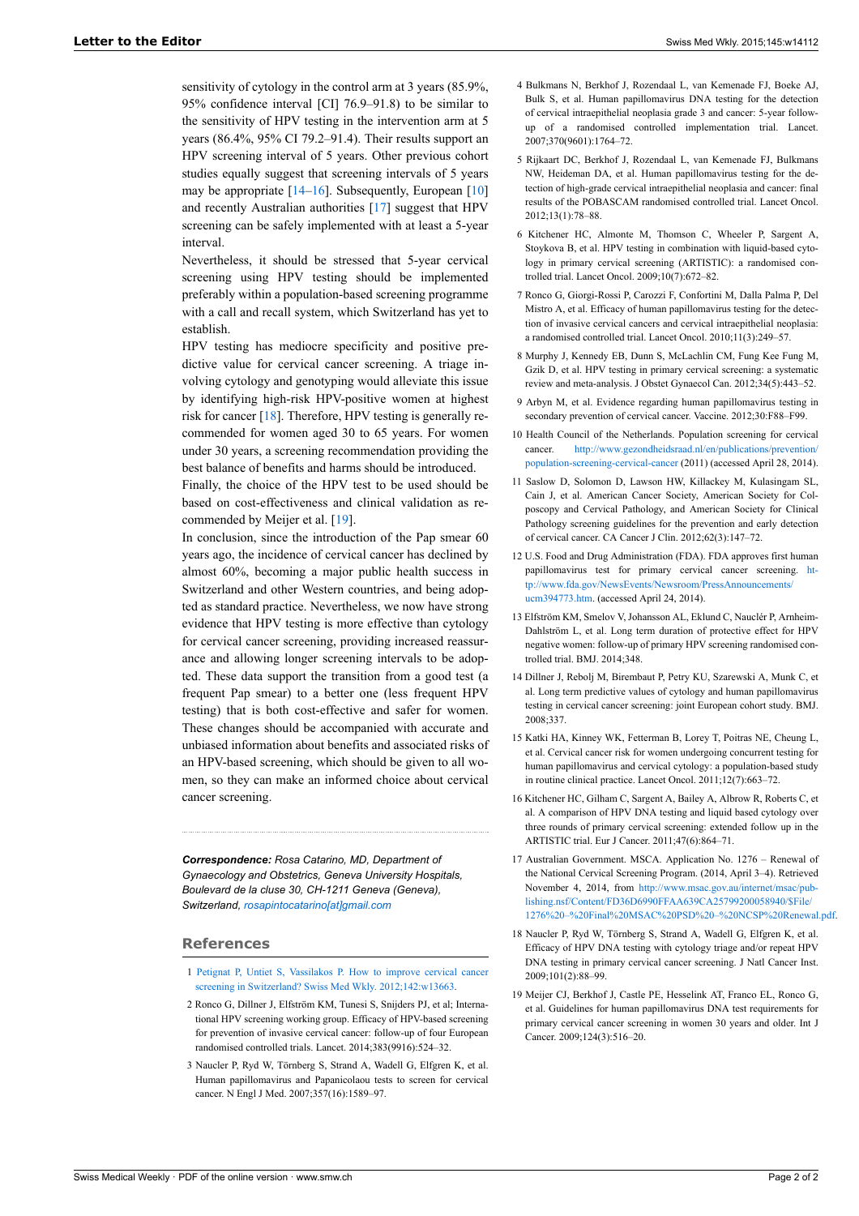sensitivity of cytology in the control arm at 3 years (85.9%, 95% confidence interval [CI] 76.9–91.8) to be similar to the sensitivity of HPV testing in the intervention arm at 5 years (86.4%, 95% CI 79.2–91.4). Their results support an HPV screening interval of 5 years. Other previous cohort studies equally suggest that screening intervals of 5 years may be appropriate [14–16]. Subsequently, European [10] and recently Australian authorities [17] suggest that HPV screening can be safely implemented with at least a 5-year interval.

Nevertheless, it should be stressed that 5-year cervical screening using HPV testing should be implemented preferably within a population-based screening programme with a call and recall system, which Switzerland has yet to establish.

HPV testing has mediocre specificity and positive predictive value for cervical cancer screening. A triage involving cytology and genotyping would alleviate this issue by identifying high-risk HPV-positive women at highest risk for cancer [18]. Therefore, HPV testing is generally recommended for women aged 30 to 65 years. For women under 30 years, a screening recommendation providing the best balance of benefits and harms should be introduced.

Finally, the choice of the HPV test to be used should be based on cost-effectiveness and clinical validation as recommended by Meijer et al. [19].

In conclusion, since the introduction of the Pap smear 60 years ago, the incidence of cervical cancer has declined by almost 60%, becoming a major public health success in Switzerland and other Western countries, and being adopted as standard practice. Nevertheless, we now have strong evidence that HPV testing is more effective than cytology for cervical cancer screening, providing increased reassurance and allowing longer screening intervals to be adopted. These data support the transition from a good test (a frequent Pap smear) to a better one (less frequent HPV testing) that is both cost-effective and safer for women. These changes should be accompanied with accurate and unbiased information about benefits and associated risks of an HPV-based screening, which should be given to all women, so they can make an informed choice about cervical cancer screening.

***Correspondence:*** *Rosa Catarino, MD, Department of Gynaecology and Obstetrics, Geneva University Hospitals, Boulevard de la cluse 30, CH-1211 Geneva (Geneva), Switzerland, rosapintocatarino[at]gmail.com*

## References

1. Petignat P, Untiet S, Vassilakos P. How to improve cervical cancer screening in Switzerland? Swiss Med Wkly. 2012;142:w13663.
2. Ronco G, Dillner J, Elfström KM, Tunesi S, Snijders PJ, et al; International HPV screening working group. Efficacy of HPV-based screening for prevention of invasive cervical cancer: follow-up of four European randomised controlled trials. Lancet. 2014;383(9916):524–32.
3. Naucler P, Ryd W, Törnberg S, Strand A, Wadell G, Elfgren K, et al. Human papillomavirus and Papanicolaou tests to screen for cervical cancer. N Engl J Med. 2007;357(16):1589–97.
4. Bulkmans N, Berkhof J, Rozendaal L, van Kemenade FJ, Boeke AJ, Bulk S, et al. Human papillomavirus DNA testing for the detection of cervical intraepithelial neoplasia grade 3 and cancer: 5-year follow-up of a randomised controlled implementation trial. Lancet. 2007;370(9601):1764–72.
5. Rijkaart DC, Berkhof J, Rozendaal L, van Kemenade FJ, Bulkmans NW, Heideman DA, et al. Human papillomavirus testing for the detection of high-grade cervical intraepithelial neoplasia and cancer: final results of the POBASCAM randomised controlled trial. Lancet Oncol. 2012;13(1):78–88.
6. Kitchener HC, Almonte M, Thomson C, Wheeler P, Sargent A, Stoykova B, et al. HPV testing in combination with liquid-based cytology in primary cervical screening (ARTISTIC): a randomised controlled trial. Lancet Oncol. 2009;10(7):672–82.
7. Ronco G, Giorgi-Rossi P, Carozzi F, Confortini M, Dalla Palma P, Del Mistro A, et al. Efficacy of human papillomavirus testing for the detection of invasive cervical cancers and cervical intraepithelial neoplasia: a randomised controlled trial. Lancet Oncol. 2010;11(3):249–57.
8. Murphy J, Kennedy EB, Dunn S, McLachlin CM, Fung Kee Fung M, Gzik D, et al. HPV testing in primary cervical screening: a systematic review and meta-analysis. J Obstet Gynaecol Can. 2012;34(5):443–52.
9. Arbyn M, et al. Evidence regarding human papillomavirus testing in secondary prevention of cervical cancer. Vaccine. 2012;30:F88–F99.
10. Health Council of the Netherlands. Population screening for cervical cancer. http://www.gezondheidsraad.nl/en/publications/prevention/population-screening-cervical-cancer (2011) (accessed April 28, 2014).
11. Saslow D, Solomon D, Lawson HW, Killackey M, Kulasingam SL, Cain J, et al. American Cancer Society, American Society for Colposcopy and Cervical Pathology, and American Society for Clinical Pathology screening guidelines for the prevention and early detection of cervical cancer. CA Cancer J Clin. 2012;62(3):147–72.
12. U.S. Food and Drug Administration (FDA). FDA approves first human papillomavirus test for primary cervical cancer screening. http://www.fda.gov/NewsEvents/Newsroom/PressAnnouncements/ucm394773.htm. (accessed April 24, 2014).
13. Elfström KM, Smelov V, Johansson AL, Eklund C, Nauclér P, Arnheim-Dahlström L, et al. Long term duration of protective effect for HPV negative women: follow-up of primary HPV screening randomised controlled trial. BMJ. 2014;348.
14. Dillner J, Rebolj M, Birembaut P, Petry KU, Szarewski A, Munk C, et al. Long term predictive values of cytology and human papillomavirus testing in cervical cancer screening: joint European cohort study. BMJ. 2008;337.
15. Katki HA, Kinney WK, Fetterman B, Lorey T, Poitras NE, Cheung L, et al. Cervical cancer risk for women undergoing concurrent testing for human papillomavirus and cervical cytology: a population-based study in routine clinical practice. Lancet Oncol. 2011;12(7):663–72.
16. Kitchener HC, Gilham C, Sargent A, Bailey A, Albrow R, Roberts C, et al. A comparison of HPV DNA testing and liquid based cytology over three rounds of primary cervical screening: extended follow up in the ARTISTIC trial. Eur J Cancer. 2011;47(6):864–71.
17. Australian Government. MSCA. Application No. 1276 – Renewal of the National Cervical Screening Program. (2014, April 3–4). Retrieved November 4, 2014, from http://www.msac.gov.au/internet/msac/publishing.nsf/Content/FD36D6990FFAA639CA25799200058940/$File/1276%20–%20Final%20MSAC%20PSD%20–%20NCSP%20Renewal.pdf.
18. Naucler P, Ryd W, Törnberg S, Strand A, Wadell G, Elfgren K, et al. Efficacy of HPV DNA testing with cytology triage and/or repeat HPV DNA testing in primary cervical cancer screening. J Natl Cancer Inst. 2009;101(2):88–99.
19. Meijer CJ, Berkhof J, Castle PE, Hesselink AT, Franco EL, Ronco G, et al. Guidelines for human papillomavirus DNA test requirements for primary cervical cancer screening in women 30 years and older. Int J Cancer. 2009;124(3):516–20.